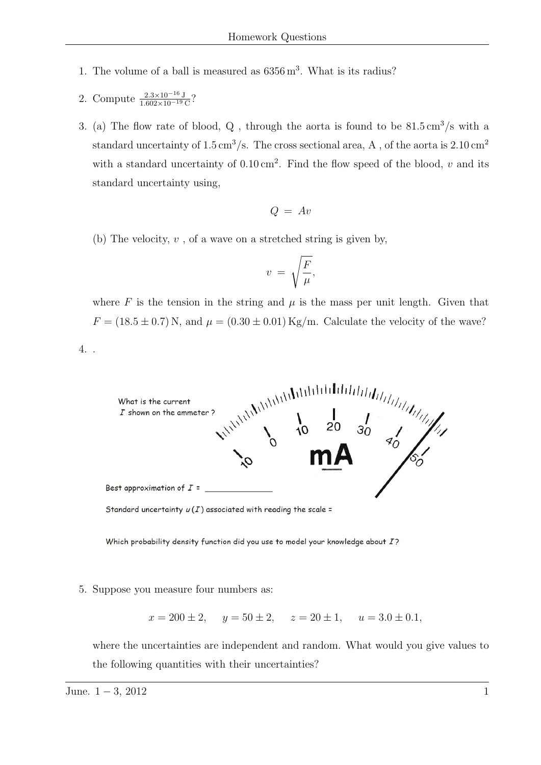1. The volume of a ball is measured as $6356\,\mathrm{m}^3$. What is its radius?

2. Compute $\frac{2.3\times10^{-16}\,\mathrm{J}}{1.602\times10^{-19}\,\mathrm{C}}$?

3. (a) The flow rate of blood, Q , through the aorta is found to be $81.5\,\mathrm{cm}^3/\mathrm{s}$ with a standard uncertainty of $1.5\,\mathrm{cm}^3/\mathrm{s}$. The cross sectional area, A , of the aorta is $2.10\,\mathrm{cm}^2$ with a standard uncertainty of $0.10\,\mathrm{cm}^2$. Find the flow speed of the blood, $v$ and its standard uncertainty using,

$$Q = Av$$

(b) The velocity, $v$ , of a wave on a stretched string is given by,

$$v = \sqrt{\frac{F}{\mu}},$$

where $F$ is the tension in the string and $\mu$ is the mass per unit length. Given that $F = (18.5 \pm 0.7)\,\mathrm{N}$, and $\mu = (0.30 \pm 0.01)\,\mathrm{Kg/m}$. Calculate the velocity of the wave?

4. .

What is the current $I$ shown on the ammeter ?

10 0 10 20 30 40 50 mA

Best approximation of $I$ = _______________

Standard uncertainty $u(I)$ associated with reading the scale =

Which probability density function did you use to model your knowledge about $I$?

5. Suppose you measure four numbers as:

$$x = 200 \pm 2, \quad y = 50 \pm 2, \quad z = 20 \pm 1, \quad u = 3.0 \pm 0.1,$$

where the uncertainties are independent and random. What would you give values to the following quantities with their uncertainties?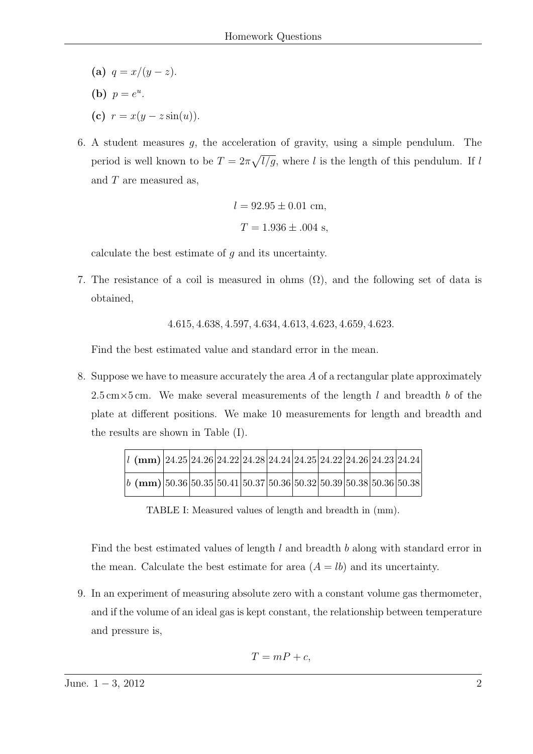**(a)** $q = x/(y - z)$.

**(b)** $p = e^u$.

**(c)** $r = x(y - z\sin(u))$.

6. A student measures $g$, the acceleration of gravity, using a simple pendulum. The period is well known to be $T = 2\pi\sqrt{l/g}$, where $l$ is the length of this pendulum. If $l$ and $T$ are measured as,

$$l = 92.95 \pm 0.01 \text{ cm},$$

$$T = 1.936 \pm .004 \text{ s},$$

calculate the best estimate of $g$ and its uncertainty.

7. The resistance of a coil is measured in ohms ($\Omega$), and the following set of data is obtained,

$$4.615, 4.638, 4.597, 4.634, 4.613, 4.623, 4.659, 4.623.$$

Find the best estimated value and standard error in the mean.

8. Suppose we have to measure accurately the area $A$ of a rectangular plate approximately $2.5\,\text{cm}\times 5\,\text{cm}$. We make several measurements of the length $l$ and breadth $b$ of the plate at different positions. We make 10 measurements for length and breadth and the results are shown in Table (I).

| $l$ **(mm)** | 24.25 | 24.26 | 24.22 | 24.28 | 24.24 | 24.25 | 24.22 | 24.26 | 24.23 | 24.24 |
|---|---|---|---|---|---|---|---|---|---|---|
| $b$ **(mm)** | 50.36 | 50.35 | 50.41 | 50.37 | 50.36 | 50.32 | 50.39 | 50.38 | 50.36 | 50.38 |

TABLE I: Measured values of length and breadth in (mm).

Find the best estimated values of length $l$ and breadth $b$ along with standard error in the mean. Calculate the best estimate for area ($A = lb$) and its uncertainty.

9. In an experiment of measuring absolute zero with a constant volume gas thermometer, and if the volume of an ideal gas is kept constant, the relationship between temperature and pressure is,

$$T = mP + c,$$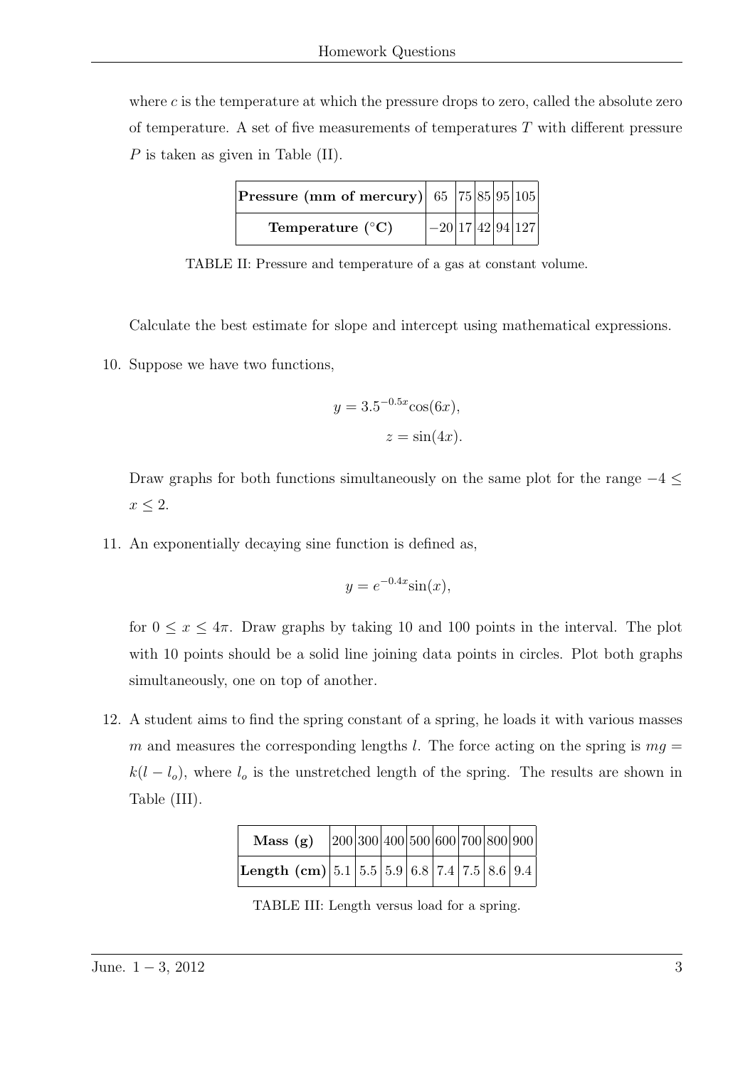where $c$ is the temperature at which the pressure drops to zero, called the absolute zero of temperature. A set of five measurements of temperatures $T$ with different pressure $P$ is taken as given in Table (II).

| **Pressure (mm of mercury)** | 65 | 75 | 85 | 95 | 105 |
|---|---|---|---|---|---|
| **Temperature (°C)** | $-20$ | 17 | 42 | 94 | 127 |

TABLE II: Pressure and temperature of a gas at constant volume.

Calculate the best estimate for slope and intercept using mathematical expressions.

10. Suppose we have two functions,

$$y = 3.5^{-0.5x}\cos(6x),$$

$$z = \sin(4x).$$

Draw graphs for both functions simultaneously on the same plot for the range $-4 \leq x \leq 2$.

11. An exponentially decaying sine function is defined as,

$$y = e^{-0.4x}\sin(x),$$

for $0 \leq x \leq 4\pi$. Draw graphs by taking 10 and 100 points in the interval. The plot with 10 points should be a solid line joining data points in circles. Plot both graphs simultaneously, one on top of another.

12. A student aims to find the spring constant of a spring, he loads it with various masses $m$ and measures the corresponding lengths $l$. The force acting on the spring is $mg = k(l - l_o)$, where $l_o$ is the unstretched length of the spring. The results are shown in Table (III).

| **Mass (g)** | 200 | 300 | 400 | 500 | 600 | 700 | 800 | 900 |
|---|---|---|---|---|---|---|---|---|
| **Length (cm)** | 5.1 | 5.5 | 5.9 | 6.8 | 7.4 | 7.5 | 8.6 | 9.4 |

TABLE III: Length versus load for a spring.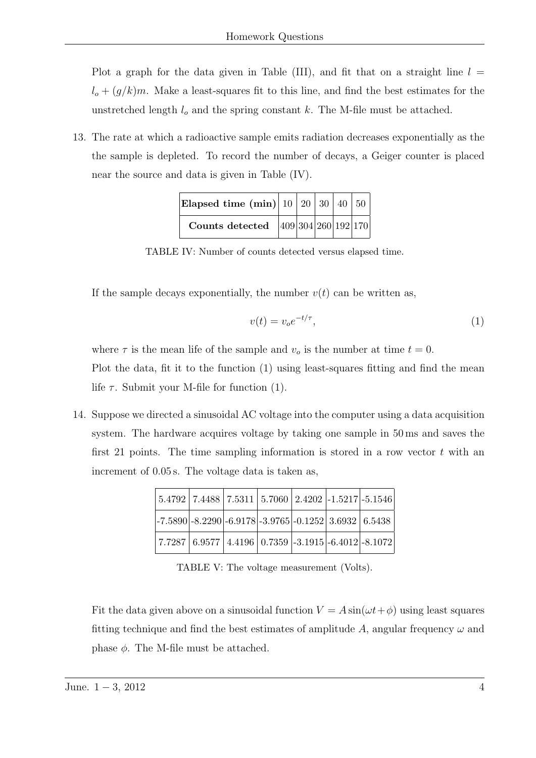Plot a graph for the data given in Table (III), and fit that on a straight line $l = l_o + (g/k)m$. Make a least-squares fit to this line, and find the best estimates for the unstretched length $l_o$ and the spring constant $k$. The M-file must be attached.

13. The rate at which a radioactive sample emits radiation decreases exponentially as the the sample is depleted. To record the number of decays, a Geiger counter is placed near the source and data is given in Table (IV).

| **Elapsed time (min)** | 10 | 20 | 30 | 40 | 50 |
|---|---|---|---|---|---|
| **Counts detected** | 409 | 304 | 260 | 192 | 170 |

TABLE IV: Number of counts detected versus elapsed time.

If the sample decays exponentially, the number $v(t)$ can be written as,

$$v(t) = v_o e^{-t/\tau}, \tag{1}$$

where $\tau$ is the mean life of the sample and $v_o$ is the number at time $t = 0$.
Plot the data, fit it to the function (1) using least-squares fitting and find the mean life $\tau$. Submit your M-file for function (1).

14. Suppose we directed a sinusoidal AC voltage into the computer using a data acquisition system. The hardware acquires voltage by taking one sample in 50 ms and saves the first 21 points. The time sampling information is stored in a row vector $t$ with an increment of 0.05 s. The voltage data is taken as,

| | | | | | | |
|---|---|---|---|---|---|---|
| 5.4792 | 7.4488 | 7.5311 | 5.7060 | 2.4202 | -1.5217 | -5.1546 |
| -7.5890 | -8.2290 | -6.9178 | -3.9765 | -0.1252 | 3.6932 | 6.5438 |
| 7.7287 | 6.9577 | 4.4196 | 0.7359 | -3.1915 | -6.4012 | -8.1072 |

TABLE V: The voltage measurement (Volts).

Fit the data given above on a sinusoidal function $V = A\sin(\omega t + \phi)$ using least squares fitting technique and find the best estimates of amplitude $A$, angular frequency $\omega$ and phase $\phi$. The M-file must be attached.